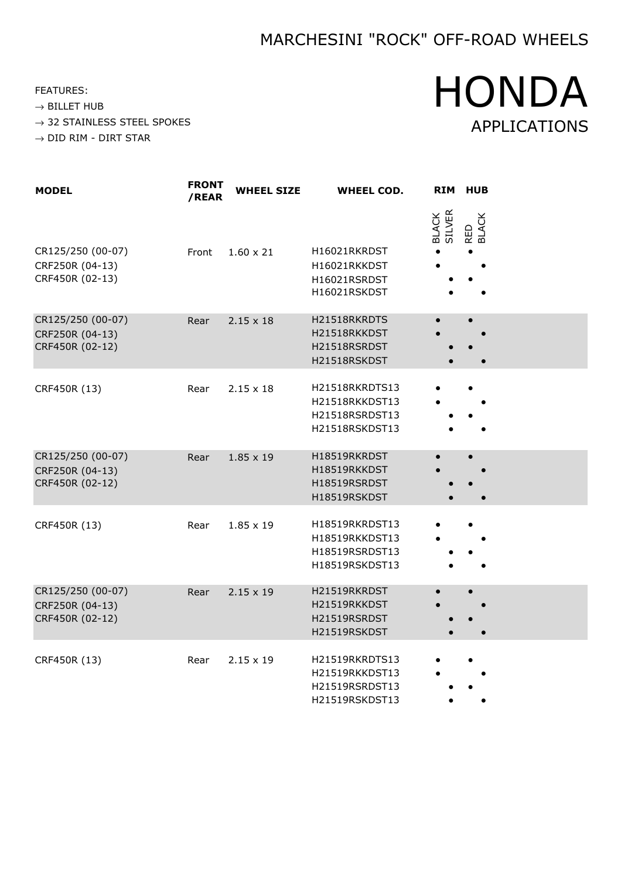# MARCHESINI "ROCK" OFF-ROAD WHEELS

# HONDA

## APPLICATIONS

FEATURES:

→ BILLET HUB

→ 32 STAINLESS STEEL SPOKES

→ DID RIM - DIRT STAR

| MODEL | FRONT /REAR | WHEEL SIZE | WHEEL COD. | RIM | | HUB | |
|---|---|---|---|---|---|---|---|
| | | | | BLACK | SILVER | RED | BLACK |
| CR125/250 (00-07)<br>CRF250R (04-13)<br>CRF450R (02-13) | Front | 1.60 x 21 | H16021RKRDST | • | | • | |
| | | | H16021RKKDST | • | | | • |
| | | | H16021RSRDST | | • | • | |
| | | | H16021RSKDST | | • | | • |
| CR125/250 (00-07)<br>CRF250R (04-13)<br>CRF450R (02-12) | Rear | 2.15 x 18 | H21518RKRDTS | • | | • | |
| | | | H21518RKKDST | • | | | • |
| | | | H21518RSRDST | | • | • | |
| | | | H21518RSKDST | | • | | • |
| CRF450R (13) | Rear | 2.15 x 18 | H21518RKRDTS13 | • | | • | |
| | | | H21518RKKDST13 | • | | | • |
| | | | H21518RSRDST13 | | • | • | |
| | | | H21518RSKDST13 | | • | | • |
| CR125/250 (00-07)<br>CRF250R (04-13)<br>CRF450R (02-12) | Rear | 1.85 x 19 | H18519RKRDST | • | | • | |
| | | | H18519RKKDST | • | | | • |
| | | | H18519RSRDST | | • | • | |
| | | | H18519RSKDST | | • | | • |
| CRF450R (13) | Rear | 1.85 x 19 | H18519RKRDST13 | • | | • | |
| | | | H18519RKKDST13 | • | | | • |
| | | | H18519RSRDST13 | | • | • | |
| | | | H18519RSKDST13 | | • | | • |
| CR125/250 (00-07)<br>CRF250R (04-13)<br>CRF450R (02-12) | Rear | 2.15 x 19 | H21519RKRDST | • | | • | |
| | | | H21519RKKDST | • | | | • |
| | | | H21519RSRDST | | • | • | |
| | | | H21519RSKDST | | • | | • |
| CRF450R (13) | Rear | 2.15 x 19 | H21519RKRDTS13 | • | | • | |
| | | | H21519RKKDST13 | • | | | • |
| | | | H21519RSRDST13 | | • | • | |
| | | | H21519RSKDST13 | | • | | • |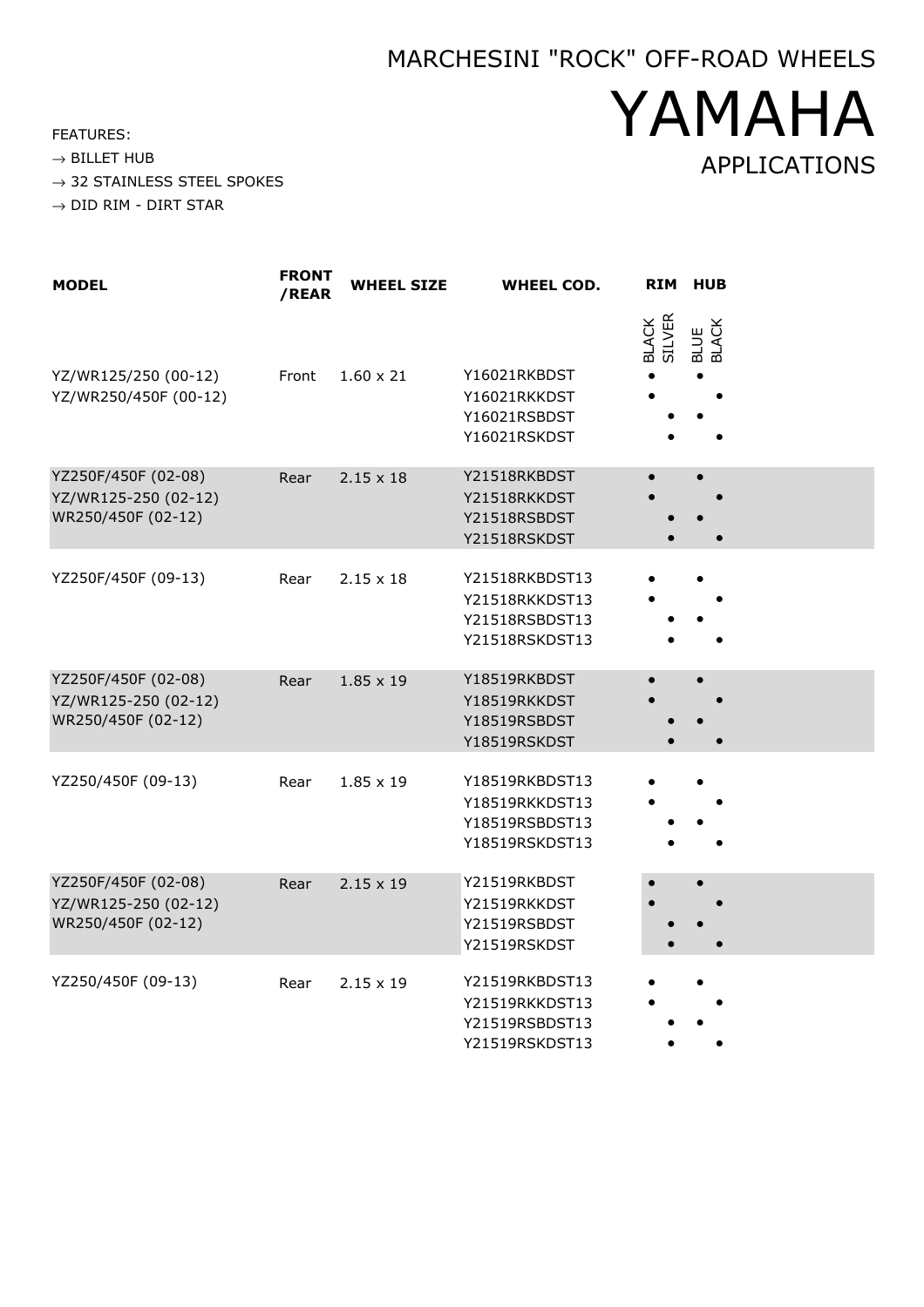# MARCHESINI "ROCK" OFF-ROAD WHEELS

# YAMAHA

## APPLICATIONS

FEATURES:

→ BILLET HUB

→ 32 STAINLESS STEEL SPOKES

→ DID RIM - DIRT STAR

| MODEL | FRONT /REAR | WHEEL SIZE | WHEEL COD. | RIM | | HUB | |
|---|---|---|---|---|---|---|---|
| | | | | BLACK | SILVER | BLUE | BLACK |
| YZ/WR125/250 (00-12)<br>YZ/WR250/450F (00-12) | Front | 1.60 x 21 | Y16021RKBDST | • | | • | |
| | | | Y16021RKKDST | • | | | • |
| | | | Y16021RSBDST | | • | • | |
| | | | Y16021RSKDST | | • | | • |
| YZ250F/450F (02-08)<br>YZ/WR125-250 (02-12)<br>WR250/450F (02-12) | Rear | 2.15 x 18 | Y21518RKBDST | • | | • | |
| | | | Y21518RKKDST | • | | | • |
| | | | Y21518RSBDST | | • | • | |
| | | | Y21518RSKDST | | • | | • |
| YZ250F/450F (09-13) | Rear | 2.15 x 18 | Y21518RKBDST13 | • | | • | |
| | | | Y21518RKKDST13 | • | | | • |
| | | | Y21518RSBDST13 | | • | • | |
| | | | Y21518RSKDST13 | | • | | • |
| YZ250F/450F (02-08)<br>YZ/WR125-250 (02-12)<br>WR250/450F (02-12) | Rear | 1.85 x 19 | Y18519RKBDST | • | | • | |
| | | | Y18519RKKDST | • | | | • |
| | | | Y18519RSBDST | | • | • | |
| | | | Y18519RSKDST | | • | | • |
| YZ250/450F (09-13) | Rear | 1.85 x 19 | Y18519RKBDST13 | • | | • | |
| | | | Y18519RKKDST13 | • | | | • |
| | | | Y18519RSBDST13 | | • | • | |
| | | | Y18519RSKDST13 | | • | | • |
| YZ250F/450F (02-08)<br>YZ/WR125-250 (02-12)<br>WR250/450F (02-12) | Rear | 2.15 x 19 | Y21519RKBDST | • | | • | |
| | | | Y21519RKKDST | • | | | • |
| | | | Y21519RSBDST | | • | • | |
| | | | Y21519RSKDST | | • | | • |
| YZ250/450F (09-13) | Rear | 2.15 x 19 | Y21519RKBDST13 | • | | • | |
| | | | Y21519RKKDST13 | • | | | • |
| | | | Y21519RSBDST13 | | • | • | |
| | | | Y21519RSKDST13 | | • | | • |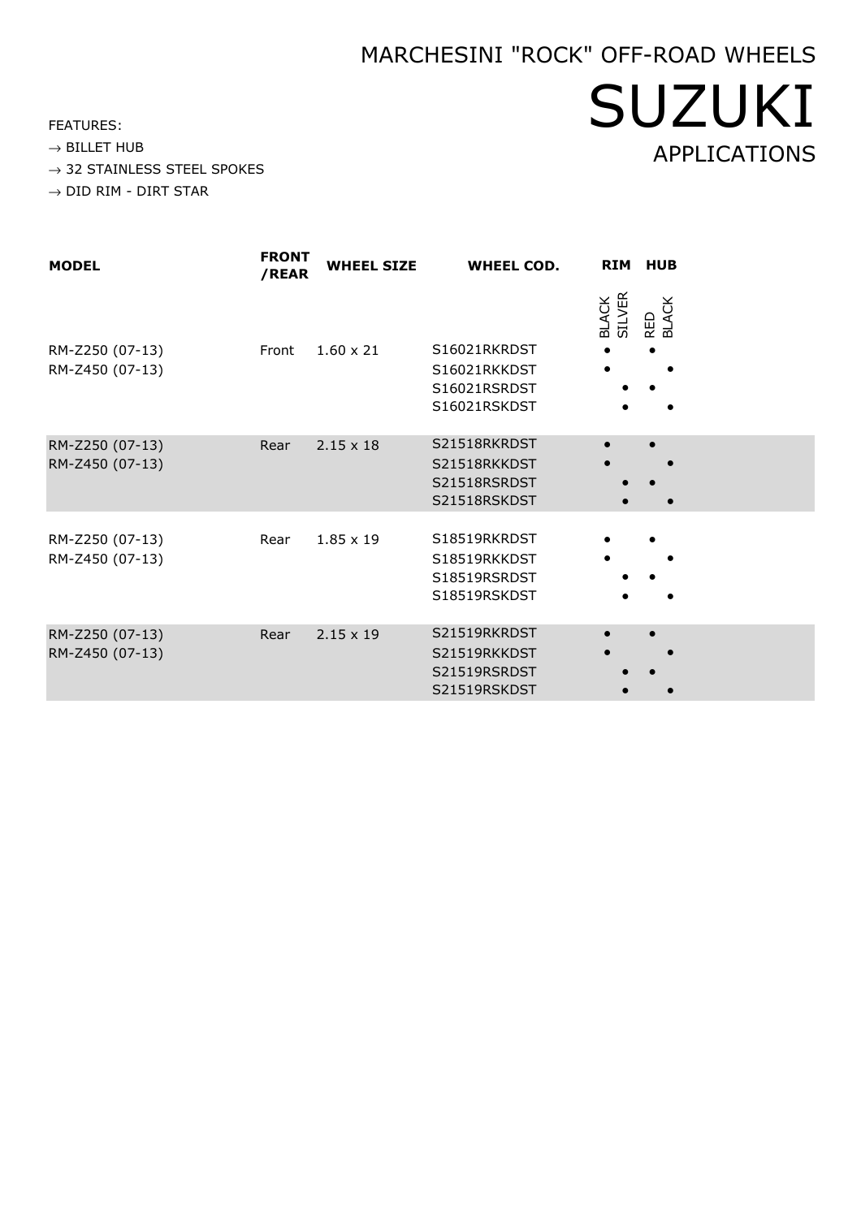# MARCHESINI "ROCK" OFF-ROAD WHEELS

# SUZUKI

## APPLICATIONS

FEATURES:

→ BILLET HUB

→ 32 STAINLESS STEEL SPOKES

→ DID RIM - DIRT STAR

| MODEL | FRONT /REAR | WHEEL SIZE | WHEEL COD. | RIM BLACK | RIM SILVER | HUB RED | HUB BLACK |
|---|---|---|---|---|---|---|---|
| RM-Z250 (07-13) | Front | 1.60 x 21 | S16021RKRDST | • | | • | |
| RM-Z450 (07-13) | | | S16021RKKDST | • | | | • |
| | | | S16021RSRDST | | • | • | |
| | | | S16021RSKDST | | • | | • |
| RM-Z250 (07-13) | Rear | 2.15 x 18 | S21518RKRDST | • | | • | |
| RM-Z450 (07-13) | | | S21518RKKDST | • | | | • |
| | | | S21518RSRDST | | • | • | |
| | | | S21518RSKDST | | • | | • |
| RM-Z250 (07-13) | Rear | 1.85 x 19 | S18519RKRDST | • | | • | |
| RM-Z450 (07-13) | | | S18519RKKDST | • | | | • |
| | | | S18519RSRDST | | • | • | |
| | | | S18519RSKDST | | • | | • |
| RM-Z250 (07-13) | Rear | 2.15 x 19 | S21519RKRDST | • | | • | |
| RM-Z450 (07-13) | | | S21519RKKDST | • | | | • |
| | | | S21519RSRDST | | • | • | |
| | | | S21519RSKDST | | • | | • |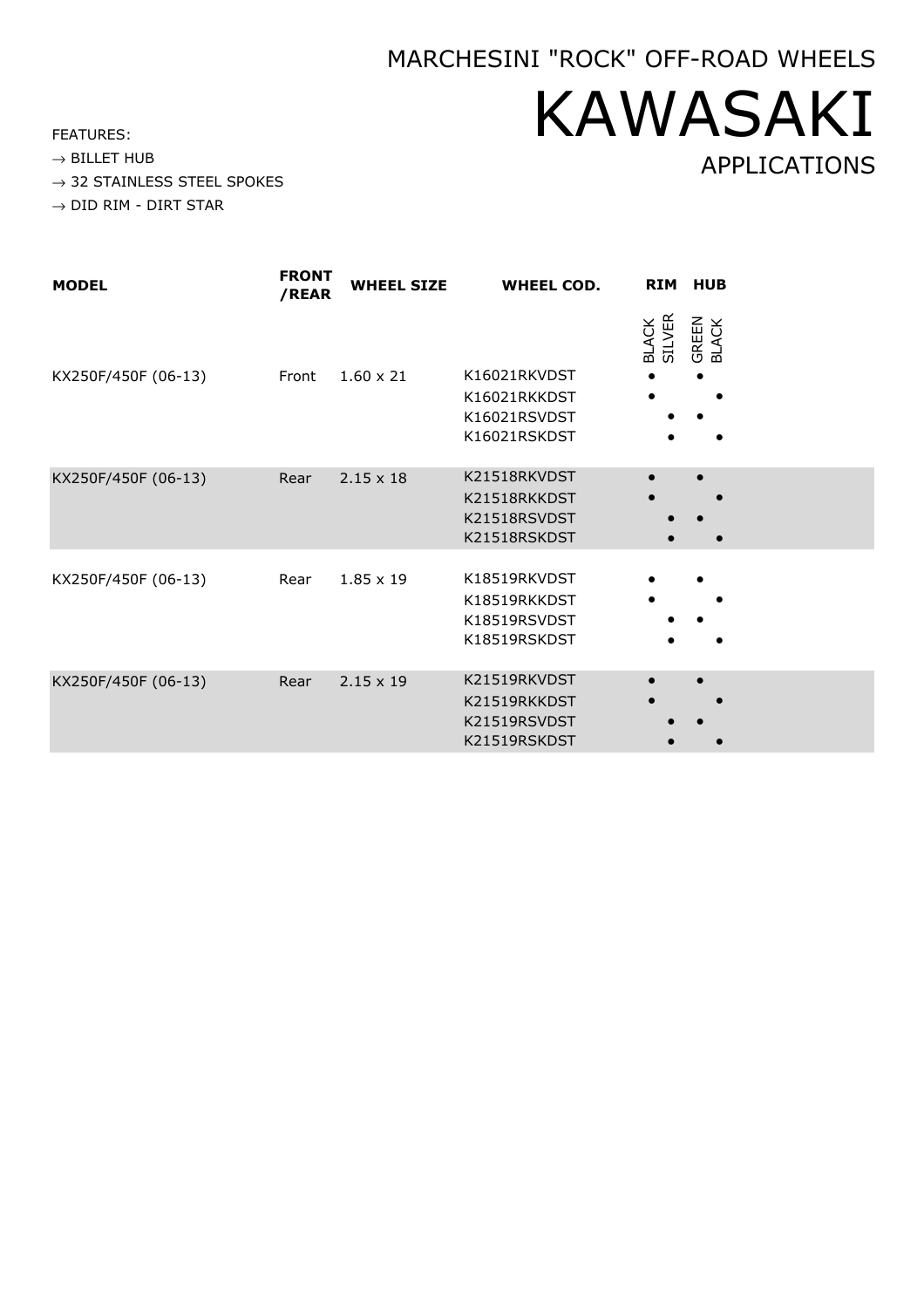MARCHESINI "ROCK" OFF-ROAD WHEELS

# KAWASAKI

## APPLICATIONS

FEATURES:

- → BILLET HUB
- → 32 STAINLESS STEEL SPOKES
- → DID RIM - DIRT STAR

| MODEL | FRONT /REAR | WHEEL SIZE | WHEEL COD. | RIM BLACK | RIM SILVER | HUB GREEN | HUB BLACK |
|---|---|---|---|---|---|---|---|
| KX250F/450F (06-13) | Front | 1.60 x 21 | K16021RKVDST | • | | • | |
| | | | K16021RKKDST | • | | | • |
| | | | K16021RSVDST | | • | • | |
| | | | K16021RSKDST | | • | | • |
| KX250F/450F (06-13) | Rear | 2.15 x 18 | K21518RKVDST | • | | • | |
| | | | K21518RKKDST | • | | | • |
| | | | K21518RSVDST | | • | • | |
| | | | K21518RSKDST | | • | | • |
| KX250F/450F (06-13) | Rear | 1.85 x 19 | K18519RKVDST | • | | • | |
| | | | K18519RKKDST | • | | | • |
| | | | K18519RSVDST | | • | • | |
| | | | K18519RSKDST | | • | | • |
| KX250F/450F (06-13) | Rear | 2.15 x 19 | K21519RKVDST | • | | • | |
| | | | K21519RKKDST | • | | | • |
| | | | K21519RSVDST | | • | • | |
| | | | K21519RSKDST | | • | | • |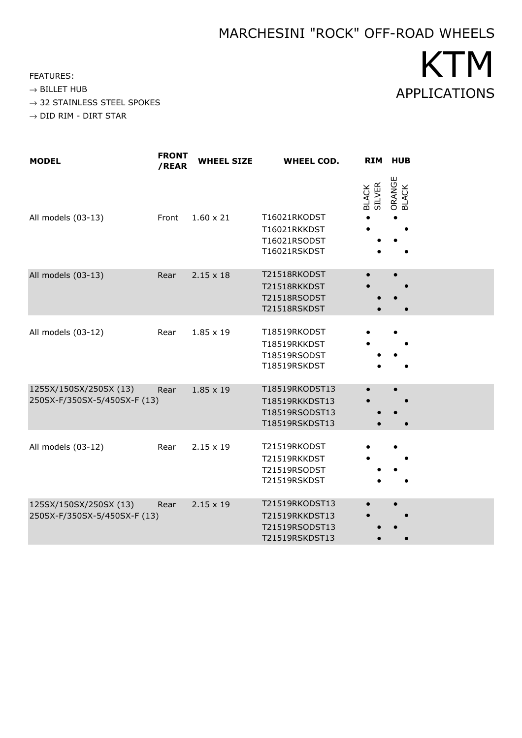# MARCHESINI "ROCK" OFF-ROAD WHEELS

# KTM

## APPLICATIONS

FEATURES:

→ BILLET HUB

→ 32 STAINLESS STEEL SPOKES

→ DID RIM - DIRT STAR

| MODEL | FRONT /REAR | WHEEL SIZE | WHEEL COD. | RIM | | HUB | |
|---|---|---|---|---|---|---|---|
| | | | | BLACK | SILVER | ORANGE | BLACK |
| All models (03-13) | Front | 1.60 x 21 | T16021RKODST | • | | • | |
| | | | T16021RKKDST | • | | | • |
| | | | T16021RSODST | | • | • | |
| | | | T16021RSKDST | | • | | • |
| All models (03-13) | Rear | 2.15 x 18 | T21518RKODST | • | | • | |
| | | | T21518RKKDST | • | | | • |
| | | | T21518RSODST | | • | • | |
| | | | T21518RSKDST | | • | | • |
| All models (03-12) | Rear | 1.85 x 19 | T18519RKODST | • | | • | |
| | | | T18519RKKDST | • | | | • |
| | | | T18519RSODST | | • | • | |
| | | | T18519RSKDST | | • | | • |
| 125SX/150SX/250SX (13) 250SX-F/350SX-5/450SX-F (13) | Rear | 1.85 x 19 | T18519RKODST13 | • | | • | |
| | | | T18519RKKDST13 | • | | | • |
| | | | T18519RSODST13 | | • | • | |
| | | | T18519RSKDST13 | | • | | • |
| All models (03-12) | Rear | 2.15 x 19 | T21519RKODST | • | | • | |
| | | | T21519RKKDST | • | | | • |
| | | | T21519RSODST | | • | • | |
| | | | T21519RSKDST | | • | | • |
| 125SX/150SX/250SX (13) 250SX-F/350SX-5/450SX-F (13) | Rear | 2.15 x 19 | T21519RKODST13 | • | | • | |
| | | | T21519RKKDST13 | • | | | • |
| | | | T21519RSODST13 | | • | • | |
| | | | T21519RSKDST13 | | • | | • |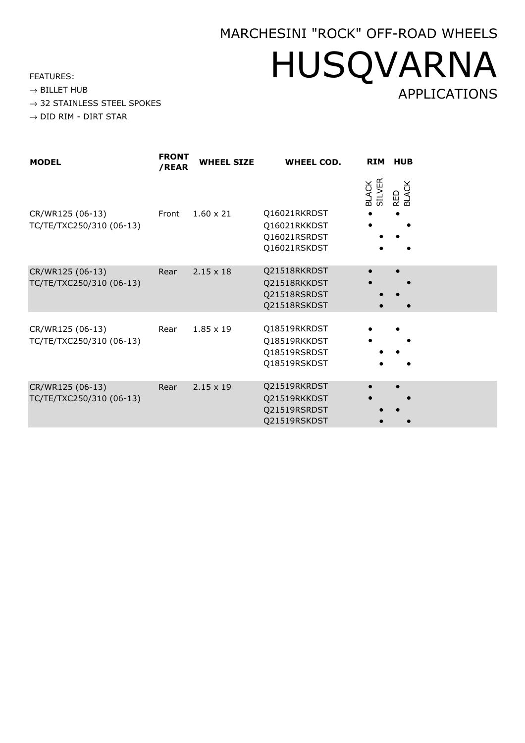MARCHESINI "ROCK" OFF-ROAD WHEELS

# HUSQVARNA

APPLICATIONS

FEATURES:

→ BILLET HUB

→ 32 STAINLESS STEEL SPOKES

→ DID RIM - DIRT STAR

| **MODEL** | **FRONT /REAR** | **WHEEL SIZE** | **WHEEL COD.** | **RIM** | | **HUB** | |
|---|---|---|---|---|---|---|---|
| | | | | BLACK | SILVER | RED | BLACK |
| CR/WR125 (06-13) TC/TE/TXC250/310 (06-13) | Front | 1.60 x 21 | Q16021RKRDST | • | | • | |
| | | | Q16021RKKDST | • | | | • |
| | | | Q16021RSRDST | | • | • | |
| | | | Q16021RSKDST | | • | | • |
| CR/WR125 (06-13) TC/TE/TXC250/310 (06-13) | Rear | 2.15 x 18 | Q21518RKRDST | • | | • | |
| | | | Q21518RKKDST | • | | | • |
| | | | Q21518RSRDST | | • | • | |
| | | | Q21518RSKDST | | • | | • |
| CR/WR125 (06-13) TC/TE/TXC250/310 (06-13) | Rear | 1.85 x 19 | Q18519RKRDST | • | | • | |
| | | | Q18519RKKDST | • | | | • |
| | | | Q18519RSRDST | | • | • | |
| | | | Q18519RSKDST | | • | | • |
| CR/WR125 (06-13) TC/TE/TXC250/310 (06-13) | Rear | 2.15 x 19 | Q21519RKRDST | • | | • | |
| | | | Q21519RKKDST | • | | | • |
| | | | Q21519RSRDST | | • | • | |
| | | | Q21519RSKDST | | • | | • |